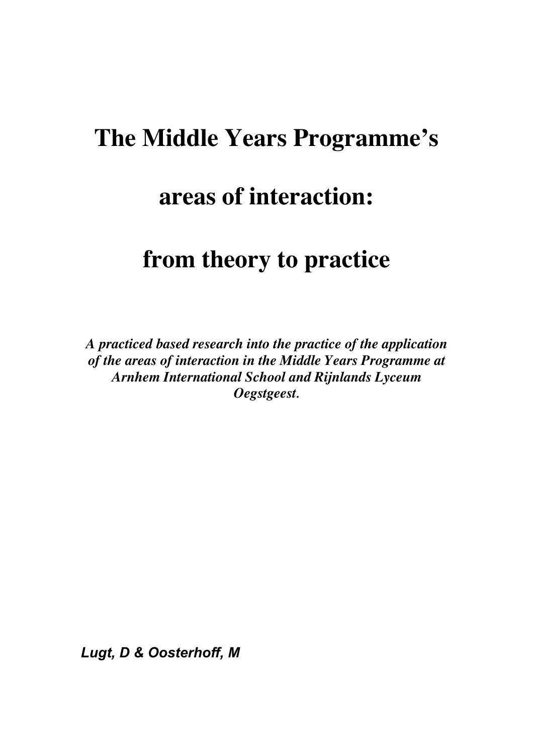# The Middle Years Programme's

# areas of interaction:

# from theory to practice

***A practiced based research into the practice of the application of the areas of interaction in the Middle Years Programme at Arnhem International School and Rijnlands Lyceum Oegstgeest.***

***Lugt, D & Oosterhoff, M***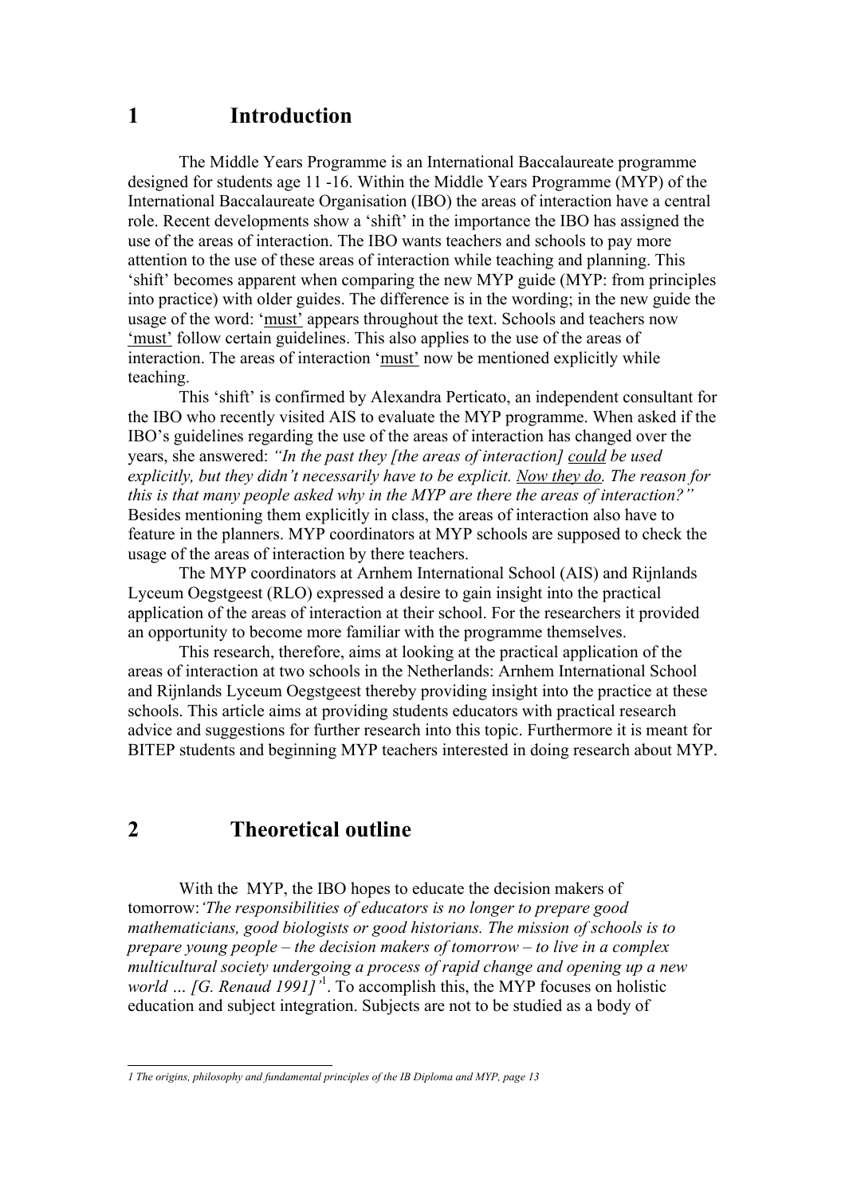# 1 Introduction

The Middle Years Programme is an International Baccalaureate programme designed for students age 11 -16. Within the Middle Years Programme (MYP) of the International Baccalaureate Organisation (IBO) the areas of interaction have a central role. Recent developments show a 'shift' in the importance the IBO has assigned the use of the areas of interaction. The IBO wants teachers and schools to pay more attention to the use of these areas of interaction while teaching and planning. This 'shift' becomes apparent when comparing the new MYP guide (MYP: from principles into practice) with older guides. The difference is in the wording; in the new guide the usage of the word: '<u>must</u>' appears throughout the text. Schools and teachers now '<u>must</u>' follow certain guidelines. This also applies to the use of the areas of interaction. The areas of interaction '<u>must</u>' now be mentioned explicitly while teaching.

This 'shift' is confirmed by Alexandra Perticato, an independent consultant for the IBO who recently visited AIS to evaluate the MYP programme. When asked if the IBO's guidelines regarding the use of the areas of interaction has changed over the years, she answered: *"In the past they [the areas of interaction] <u>could</u> be used explicitly, but they didn't necessarily have to be explicit. <u>Now they do</u>. The reason for this is that many people asked why in the MYP are there the areas of interaction?"* Besides mentioning them explicitly in class, the areas of interaction also have to feature in the planners. MYP coordinators at MYP schools are supposed to check the usage of the areas of interaction by there teachers.

The MYP coordinators at Arnhem International School (AIS) and Rijnlands Lyceum Oegstgeest (RLO) expressed a desire to gain insight into the practical application of the areas of interaction at their school. For the researchers it provided an opportunity to become more familiar with the programme themselves.

This research, therefore, aims at looking at the practical application of the areas of interaction at two schools in the Netherlands: Arnhem International School and Rijnlands Lyceum Oegstgeest thereby providing insight into the practice at these schools. This article aims at providing students educators with practical research advice and suggestions for further research into this topic. Furthermore it is meant for BITEP students and beginning MYP teachers interested in doing research about MYP.

# 2 Theoretical outline

With the MYP, the IBO hopes to educate the decision makers of tomorrow:*'The responsibilities of educators is no longer to prepare good mathematicians, good biologists or good historians. The mission of schools is to prepare young people – the decision makers of tomorrow – to live in a complex multicultural society undergoing a process of rapid change and opening up a new world … [G. Renaud 1991]'*[1]. To accomplish this, the MYP focuses on holistic education and subject integration. Subjects are not to be studied as a body of

*1 The origins, philosophy and fundamental principles of the IB Diploma and MYP, page 13*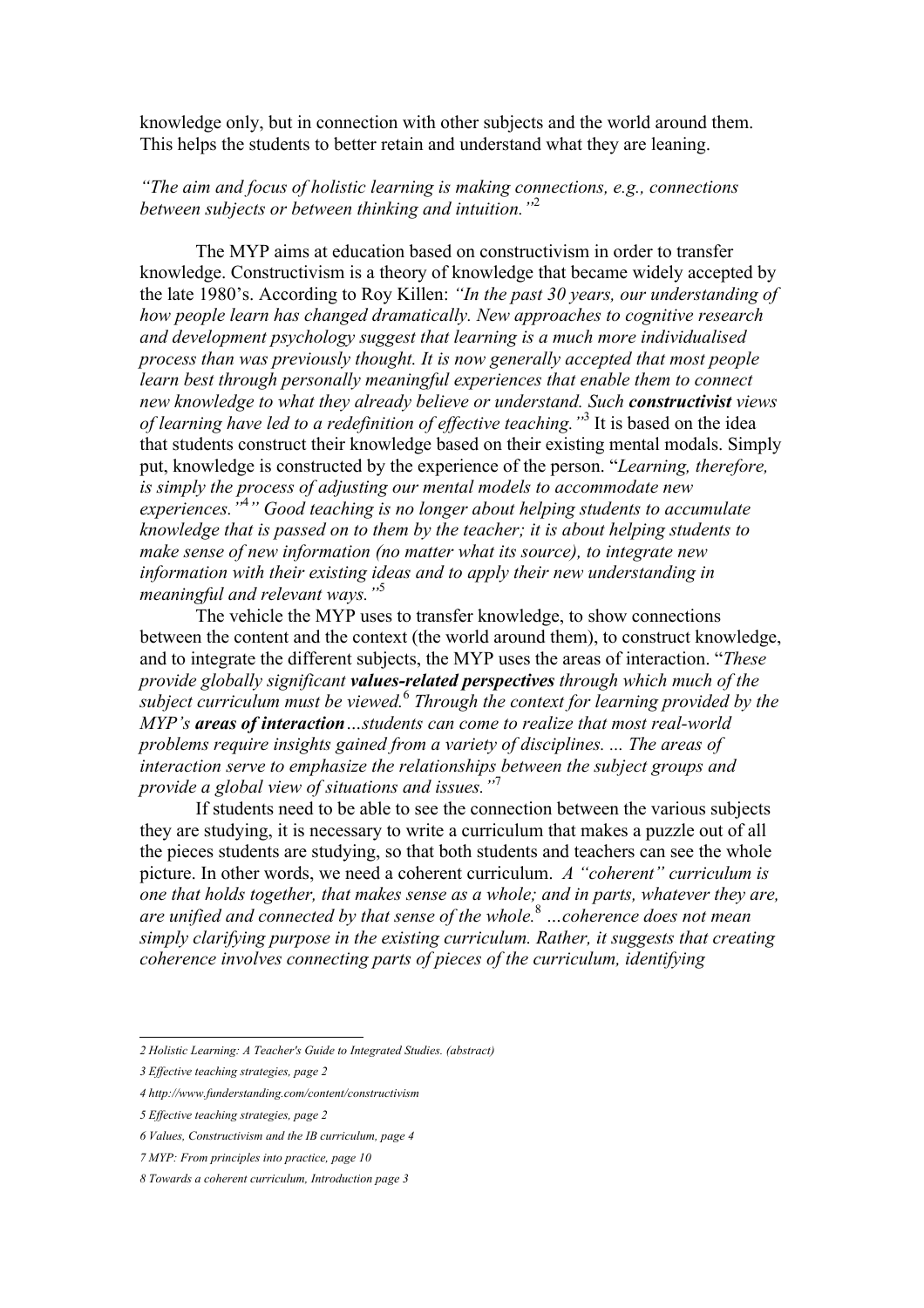knowledge only, but in connection with other subjects and the world around them. This helps the students to better retain and understand what they are leaning.

*"The aim and focus of holistic learning is making connections, e.g., connections between subjects or between thinking and intuition."*[2]

The MYP aims at education based on constructivism in order to transfer knowledge. Constructivism is a theory of knowledge that became widely accepted by the late 1980's. According to Roy Killen: *"In the past 30 years, our understanding of how people learn has changed dramatically. New approaches to cognitive research and development psychology suggest that learning is a much more individualised process than was previously thought. It is now generally accepted that most people learn best through personally meaningful experiences that enable them to connect new knowledge to what they already believe or understand. Such* ***constructivist*** *views of learning have led to a redefinition of effective teaching."*[3] It is based on the idea that students construct their knowledge based on their existing mental modals. Simply put, knowledge is constructed by the experience of the person. "*Learning, therefore, is simply the process of adjusting our mental models to accommodate new experiences."*[4]*" Good teaching is no longer about helping students to accumulate knowledge that is passed on to them by the teacher; it is about helping students to make sense of new information (no matter what its source), to integrate new information with their existing ideas and to apply their new understanding in meaningful and relevant ways."*[5]

The vehicle the MYP uses to transfer knowledge, to show connections between the content and the context (the world around them), to construct knowledge, and to integrate the different subjects, the MYP uses the areas of interaction. "*These provide globally significant* ***values-related perspectives*** *through which much of the subject curriculum must be viewed.*[6] *Through the context for learning provided by the MYP's* ***areas of interaction****…students can come to realize that most real-world problems require insights gained from a variety of disciplines. ... The areas of interaction serve to emphasize the relationships between the subject groups and provide a global view of situations and issues."*[7]

If students need to be able to see the connection between the various subjects they are studying, it is necessary to write a curriculum that makes a puzzle out of all the pieces students are studying, so that both students and teachers can see the whole picture. In other words, we need a coherent curriculum. *A "coherent" curriculum is one that holds together, that makes sense as a whole; and in parts, whatever they are, are unified and connected by that sense of the whole.*[8] *…coherence does not mean simply clarifying purpose in the existing curriculum. Rather, it suggests that creating coherence involves connecting parts of pieces of the curriculum, identifying*

---

*2 Holistic Learning: A Teacher's Guide to Integrated Studies. (abstract)*

*3 Effective teaching strategies, page 2*

*4 http://www.funderstanding.com/content/constructivism*

*5 Effective teaching strategies, page 2*

*6 Values, Constructivism and the IB curriculum, page 4*

*7 MYP: From principles into practice, page 10*

*8 Towards a coherent curriculum, Introduction page 3*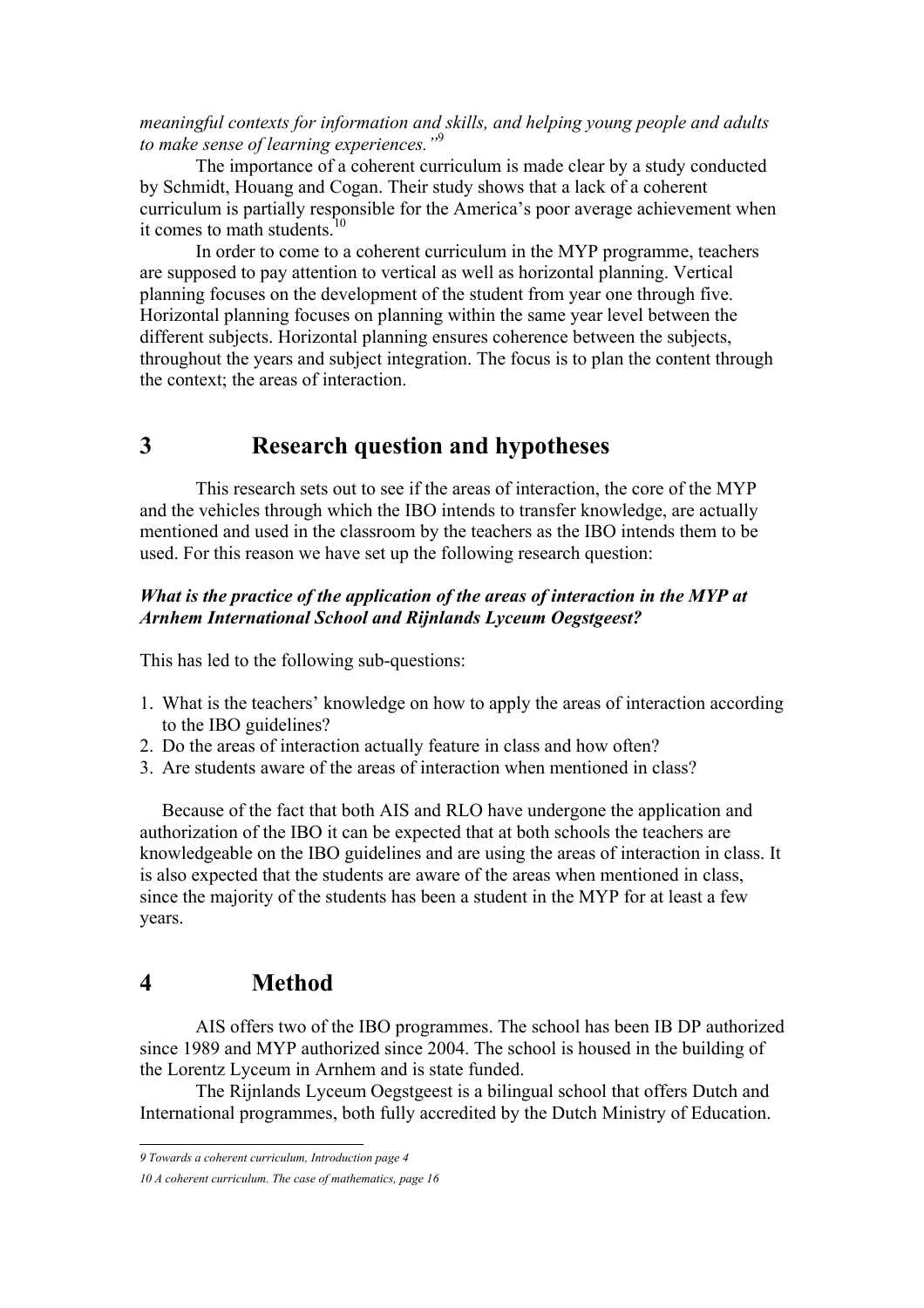*meaningful contexts for information and skills, and helping young people and adults to make sense of learning experiences."*[9]

The importance of a coherent curriculum is made clear by a study conducted by Schmidt, Houang and Cogan. Their study shows that a lack of a coherent curriculum is partially responsible for the America's poor average achievement when it comes to math students.[10]

In order to come to a coherent curriculum in the MYP programme, teachers are supposed to pay attention to vertical as well as horizontal planning. Vertical planning focuses on the development of the student from year one through five. Horizontal planning focuses on planning within the same year level between the different subjects. Horizontal planning ensures coherence between the subjects, throughout the years and subject integration. The focus is to plan the content through the context; the areas of interaction.

# 3 Research question and hypotheses

This research sets out to see if the areas of interaction, the core of the MYP and the vehicles through which the IBO intends to transfer knowledge, are actually mentioned and used in the classroom by the teachers as the IBO intends them to be used. For this reason we have set up the following research question:

***What is the practice of the application of the areas of interaction in the MYP at Arnhem International School and Rijnlands Lyceum Oegstgeest?***

This has led to the following sub-questions:

1. What is the teachers' knowledge on how to apply the areas of interaction according to the IBO guidelines?
2. Do the areas of interaction actually feature in class and how often?
3. Are students aware of the areas of interaction when mentioned in class?

Because of the fact that both AIS and RLO have undergone the application and authorization of the IBO it can be expected that at both schools the teachers are knowledgeable on the IBO guidelines and are using the areas of interaction in class. It is also expected that the students are aware of the areas when mentioned in class, since the majority of the students has been a student in the MYP for at least a few years.

# 4 Method

AIS offers two of the IBO programmes. The school has been IB DP authorized since 1989 and MYP authorized since 2004. The school is housed in the building of the Lorentz Lyceum in Arnhem and is state funded.

The Rijnlands Lyceum Oegstgeest is a bilingual school that offers Dutch and International programmes, both fully accredited by the Dutch Ministry of Education.

---

*9 Towards a coherent curriculum, Introduction page 4*

*10 A coherent curriculum. The case of mathematics, page 16*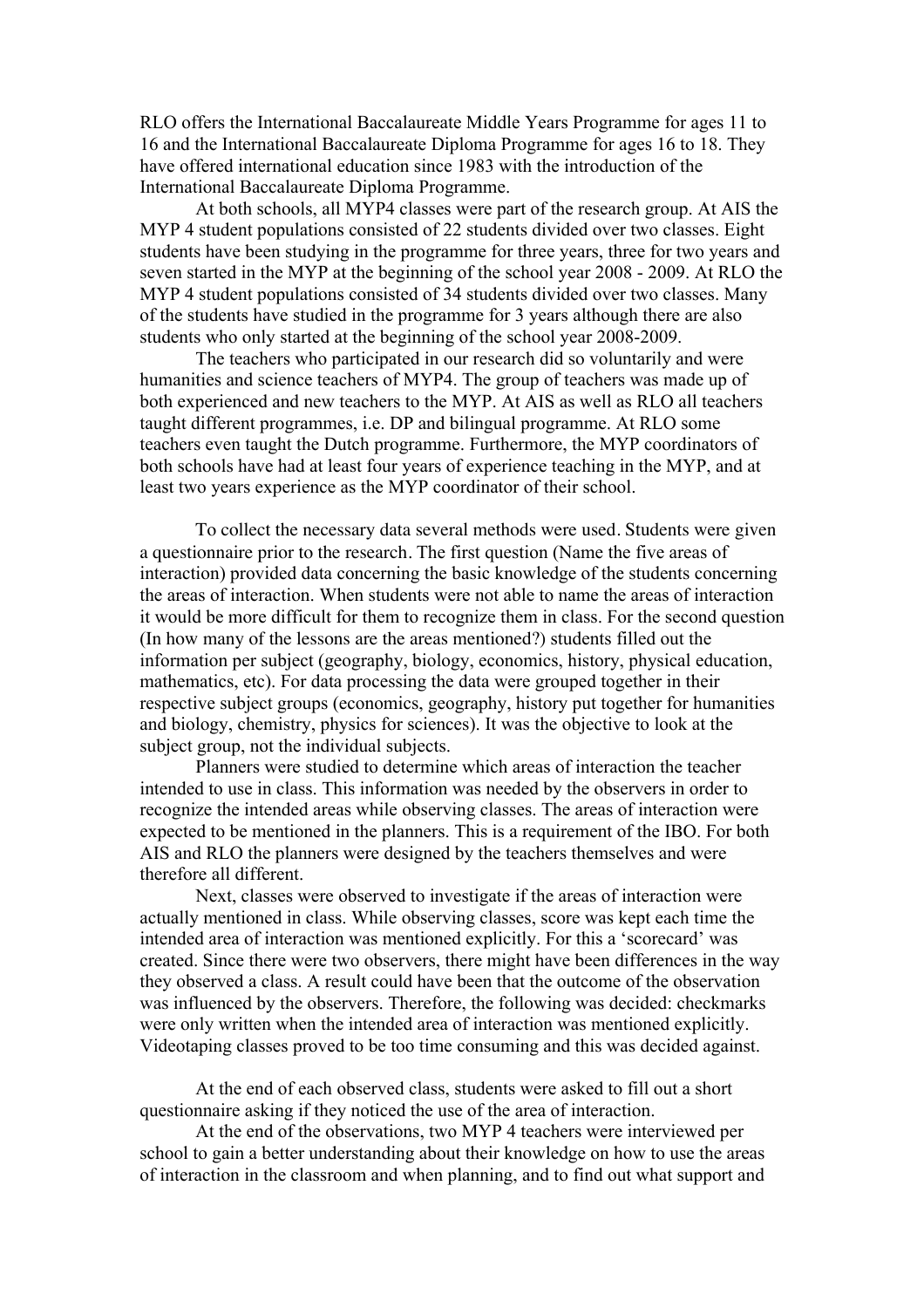RLO offers the International Baccalaureate Middle Years Programme for ages 11 to 16 and the International Baccalaureate Diploma Programme for ages 16 to 18. They have offered international education since 1983 with the introduction of the International Baccalaureate Diploma Programme.

At both schools, all MYP4 classes were part of the research group. At AIS the MYP 4 student populations consisted of 22 students divided over two classes. Eight students have been studying in the programme for three years, three for two years and seven started in the MYP at the beginning of the school year 2008 - 2009. At RLO the MYP 4 student populations consisted of 34 students divided over two classes. Many of the students have studied in the programme for 3 years although there are also students who only started at the beginning of the school year 2008-2009.

The teachers who participated in our research did so voluntarily and were humanities and science teachers of MYP4. The group of teachers was made up of both experienced and new teachers to the MYP. At AIS as well as RLO all teachers taught different programmes, i.e. DP and bilingual programme. At RLO some teachers even taught the Dutch programme. Furthermore, the MYP coordinators of both schools have had at least four years of experience teaching in the MYP, and at least two years experience as the MYP coordinator of their school.

To collect the necessary data several methods were used. Students were given a questionnaire prior to the research. The first question (Name the five areas of interaction) provided data concerning the basic knowledge of the students concerning the areas of interaction. When students were not able to name the areas of interaction it would be more difficult for them to recognize them in class. For the second question (In how many of the lessons are the areas mentioned?) students filled out the information per subject (geography, biology, economics, history, physical education, mathematics, etc). For data processing the data were grouped together in their respective subject groups (economics, geography, history put together for humanities and biology, chemistry, physics for sciences). It was the objective to look at the subject group, not the individual subjects.

Planners were studied to determine which areas of interaction the teacher intended to use in class. This information was needed by the observers in order to recognize the intended areas while observing classes. The areas of interaction were expected to be mentioned in the planners. This is a requirement of the IBO. For both AIS and RLO the planners were designed by the teachers themselves and were therefore all different.

Next, classes were observed to investigate if the areas of interaction were actually mentioned in class. While observing classes, score was kept each time the intended area of interaction was mentioned explicitly. For this a 'scorecard' was created. Since there were two observers, there might have been differences in the way they observed a class. A result could have been that the outcome of the observation was influenced by the observers. Therefore, the following was decided: checkmarks were only written when the intended area of interaction was mentioned explicitly. Videotaping classes proved to be too time consuming and this was decided against.

At the end of each observed class, students were asked to fill out a short questionnaire asking if they noticed the use of the area of interaction.

At the end of the observations, two MYP 4 teachers were interviewed per school to gain a better understanding about their knowledge on how to use the areas of interaction in the classroom and when planning, and to find out what support and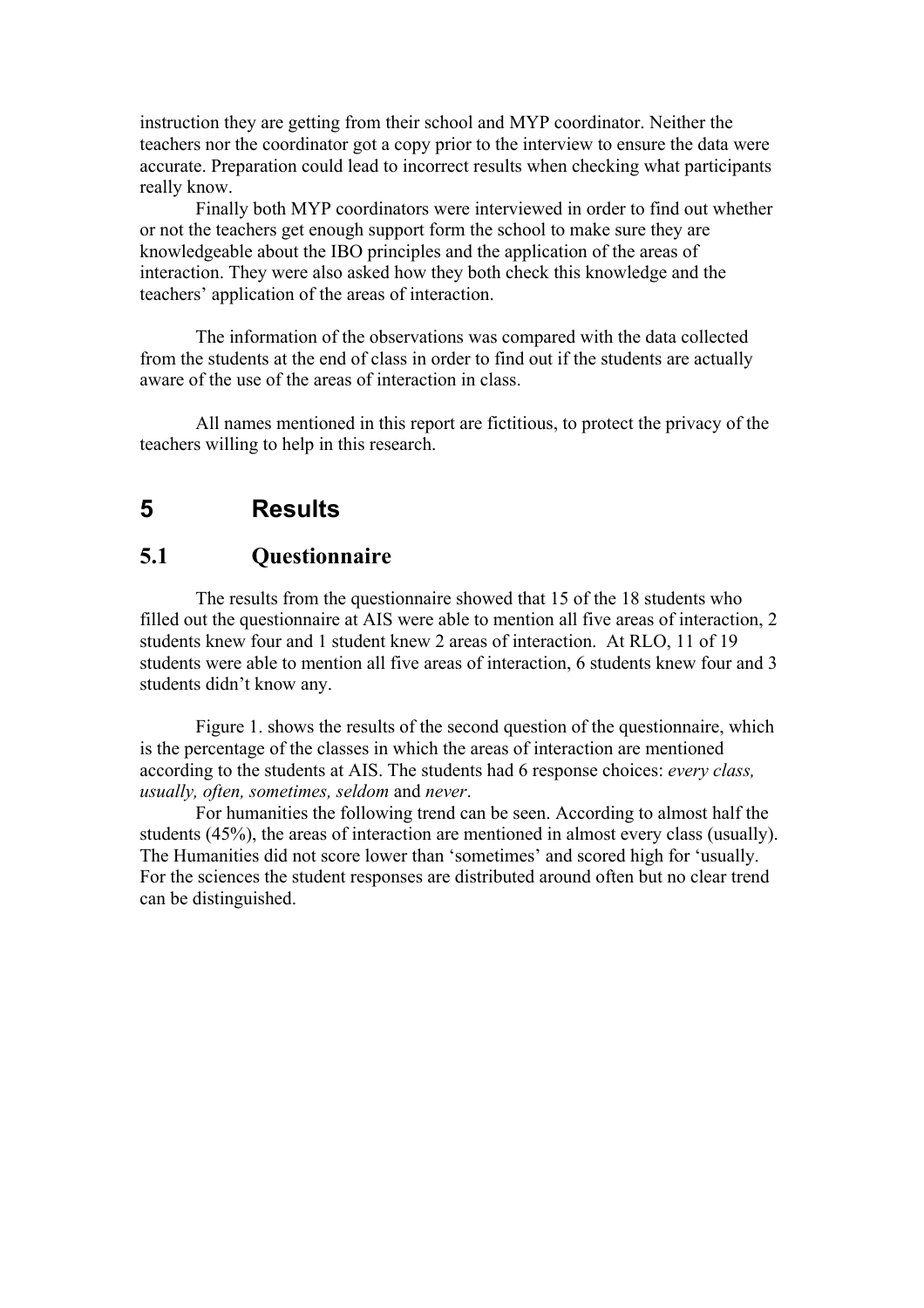instruction they are getting from their school and MYP coordinator. Neither the teachers nor the coordinator got a copy prior to the interview to ensure the data were accurate. Preparation could lead to incorrect results when checking what participants really know.

Finally both MYP coordinators were interviewed in order to find out whether or not the teachers get enough support form the school to make sure they are knowledgeable about the IBO principles and the application of the areas of interaction. They were also asked how they both check this knowledge and the teachers' application of the areas of interaction.

The information of the observations was compared with the data collected from the students at the end of class in order to find out if the students are actually aware of the use of the areas of interaction in class.

All names mentioned in this report are fictitious, to protect the privacy of the teachers willing to help in this research.

# 5 Results

## 5.1 Questionnaire

The results from the questionnaire showed that 15 of the 18 students who filled out the questionnaire at AIS were able to mention all five areas of interaction, 2 students knew four and 1 student knew 2 areas of interaction. At RLO, 11 of 19 students were able to mention all five areas of interaction, 6 students knew four and 3 students didn't know any.

Figure 1. shows the results of the second question of the questionnaire, which is the percentage of the classes in which the areas of interaction are mentioned according to the students at AIS. The students had 6 response choices: *every class, usually, often, sometimes, seldom* and *never*.

For humanities the following trend can be seen. According to almost half the students (45%), the areas of interaction are mentioned in almost every class (usually). The Humanities did not score lower than 'sometimes' and scored high for 'usually. For the sciences the student responses are distributed around often but no clear trend can be distinguished.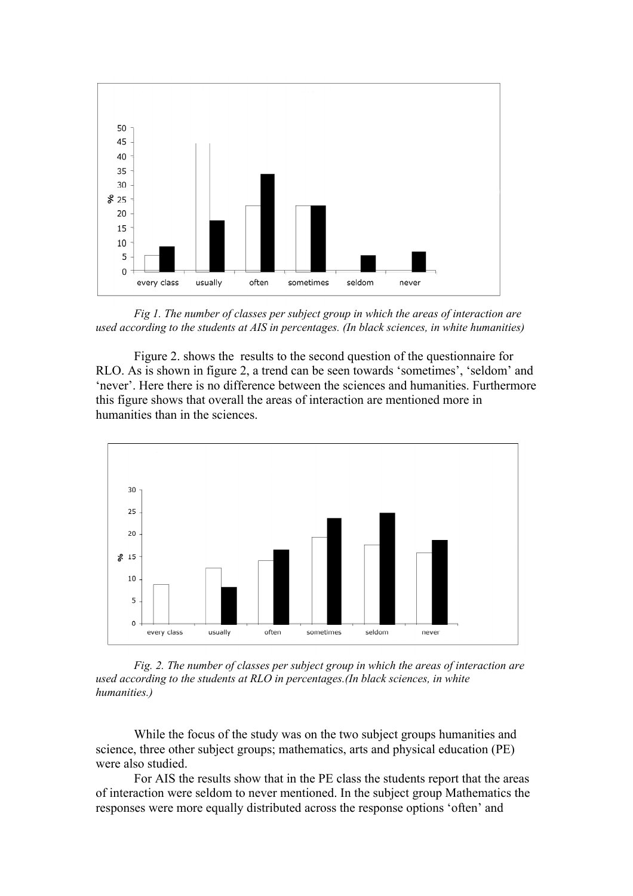*Fig 1. The number of classes per subject group in which the areas of interaction are used according to the students at AIS in percentages. (In black sciences, in white humanities)*

Figure 2. shows the results to the second question of the questionnaire for RLO. As is shown in figure 2, a trend can be seen towards 'sometimes', 'seldom' and 'never'. Here there is no difference between the sciences and humanities. Furthermore this figure shows that overall the areas of interaction are mentioned more in humanities than in the sciences.

*Fig. 2. The number of classes per subject group in which the areas of interaction are used according to the students at RLO in percentages.(In black sciences, in white humanities.)*

While the focus of the study was on the two subject groups humanities and science, three other subject groups; mathematics, arts and physical education (PE) were also studied.

For AIS the results show that in the PE class the students report that the areas of interaction were seldom to never mentioned. In the subject group Mathematics the responses were more equally distributed across the response options 'often' and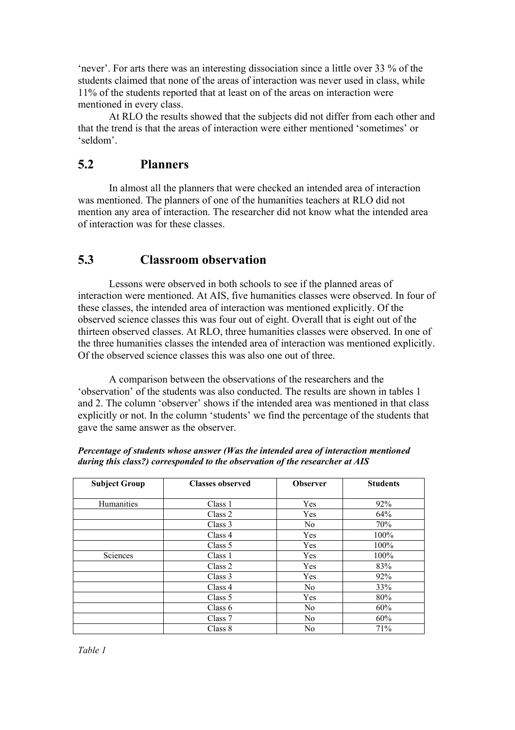'never'. For arts there was an interesting dissociation since a little over 33 % of the students claimed that none of the areas of interaction was never used in class, while 11% of the students reported that at least on of the areas on interaction were mentioned in every class.

At RLO the results showed that the subjects did not differ from each other and that the trend is that the areas of interaction were either mentioned 'sometimes' or 'seldom'.

## 5.2 Planners

In almost all the planners that were checked an intended area of interaction was mentioned. The planners of one of the humanities teachers at RLO did not mention any area of interaction. The researcher did not know what the intended area of interaction was for these classes.

## 5.3 Classroom observation

Lessons were observed in both schools to see if the planned areas of interaction were mentioned. At AIS, five humanities classes were observed. In four of these classes, the intended area of interaction was mentioned explicitly. Of the observed science classes this was four out of eight. Overall that is eight out of the thirteen observed classes. At RLO, three humanities classes were observed. In one of the three humanities classes the intended area of interaction was mentioned explicitly. Of the observed science classes this was also one out of three.

A comparison between the observations of the researchers and the 'observation' of the students was also conducted. The results are shown in tables 1 and 2. The column 'observer' shows if the intended area was mentioned in that class explicitly or not. In the column 'students' we find the percentage of the students that gave the same answer as the observer.

***Percentage of students whose answer (Was the intended area of interaction mentioned during this class?) corresponded to the observation of the researcher at AIS***

| Subject Group | Classes observed | Observer | Students |
|---|---|---|---|
| Humanities | Class 1 | Yes | 92% |
| | Class 2 | Yes | 64% |
| | Class 3 | No | 70% |
| | Class 4 | Yes | 100% |
| | Class 5 | Yes | 100% |
| Sciences | Class 1 | Yes | 100% |
| | Class 2 | Yes | 83% |
| | Class 3 | Yes | 92% |
| | Class 4 | No | 33% |
| | Class 5 | Yes | 80% |
| | Class 6 | No | 60% |
| | Class 7 | No | 60% |
| | Class 8 | No | 71% |

*Table 1*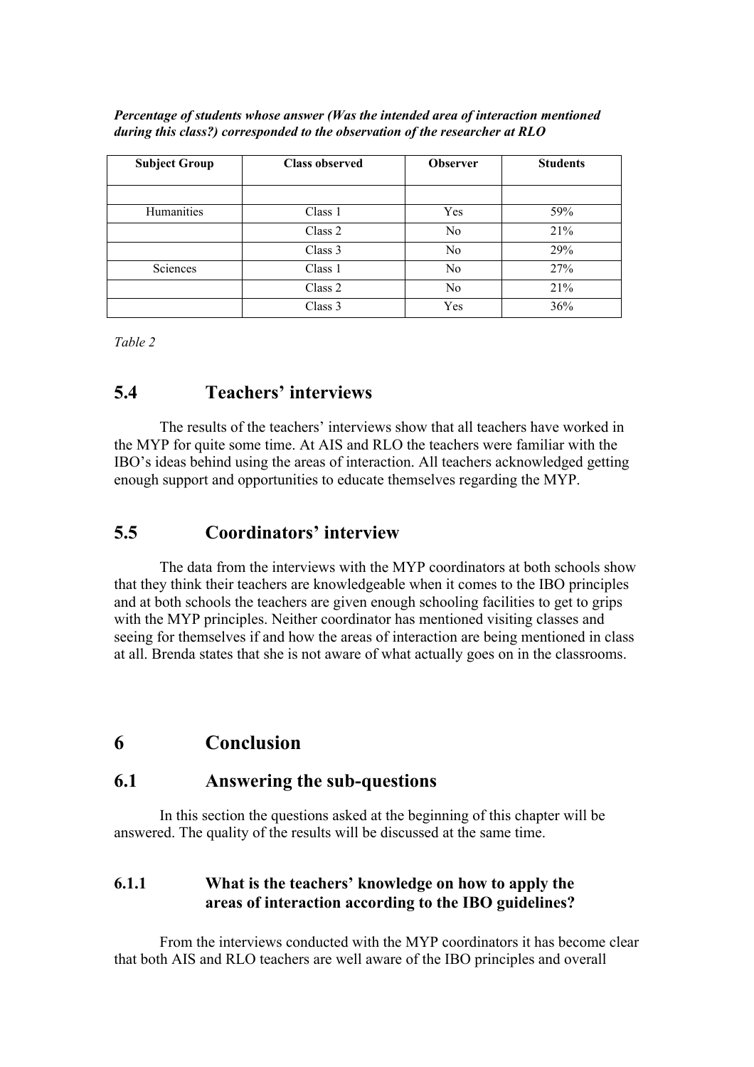***Percentage of students whose answer (Was the intended area of interaction mentioned during this class?) corresponded to the observation of the researcher at RLO***

| Subject Group | Class observed | Observer | Students |
|---|---|---|---|
| | | | |
| Humanities | Class 1 | Yes | 59% |
| | Class 2 | No | 21% |
| | Class 3 | No | 29% |
| Sciences | Class 1 | No | 27% |
| | Class 2 | No | 21% |
| | Class 3 | Yes | 36% |

*Table 2*

## 5.4 Teachers' interviews

The results of the teachers' interviews show that all teachers have worked in the MYP for quite some time. At AIS and RLO the teachers were familiar with the IBO's ideas behind using the areas of interaction. All teachers acknowledged getting enough support and opportunities to educate themselves regarding the MYP.

## 5.5 Coordinators' interview

The data from the interviews with the MYP coordinators at both schools show that they think their teachers are knowledgeable when it comes to the IBO principles and at both schools the teachers are given enough schooling facilities to get to grips with the MYP principles. Neither coordinator has mentioned visiting classes and seeing for themselves if and how the areas of interaction are being mentioned in class at all. Brenda states that she is not aware of what actually goes on in the classrooms.

# 6 Conclusion

## 6.1 Answering the sub-questions

In this section the questions asked at the beginning of this chapter will be answered. The quality of the results will be discussed at the same time.

### 6.1.1 What is the teachers' knowledge on how to apply the areas of interaction according to the IBO guidelines?

From the interviews conducted with the MYP coordinators it has become clear that both AIS and RLO teachers are well aware of the IBO principles and overall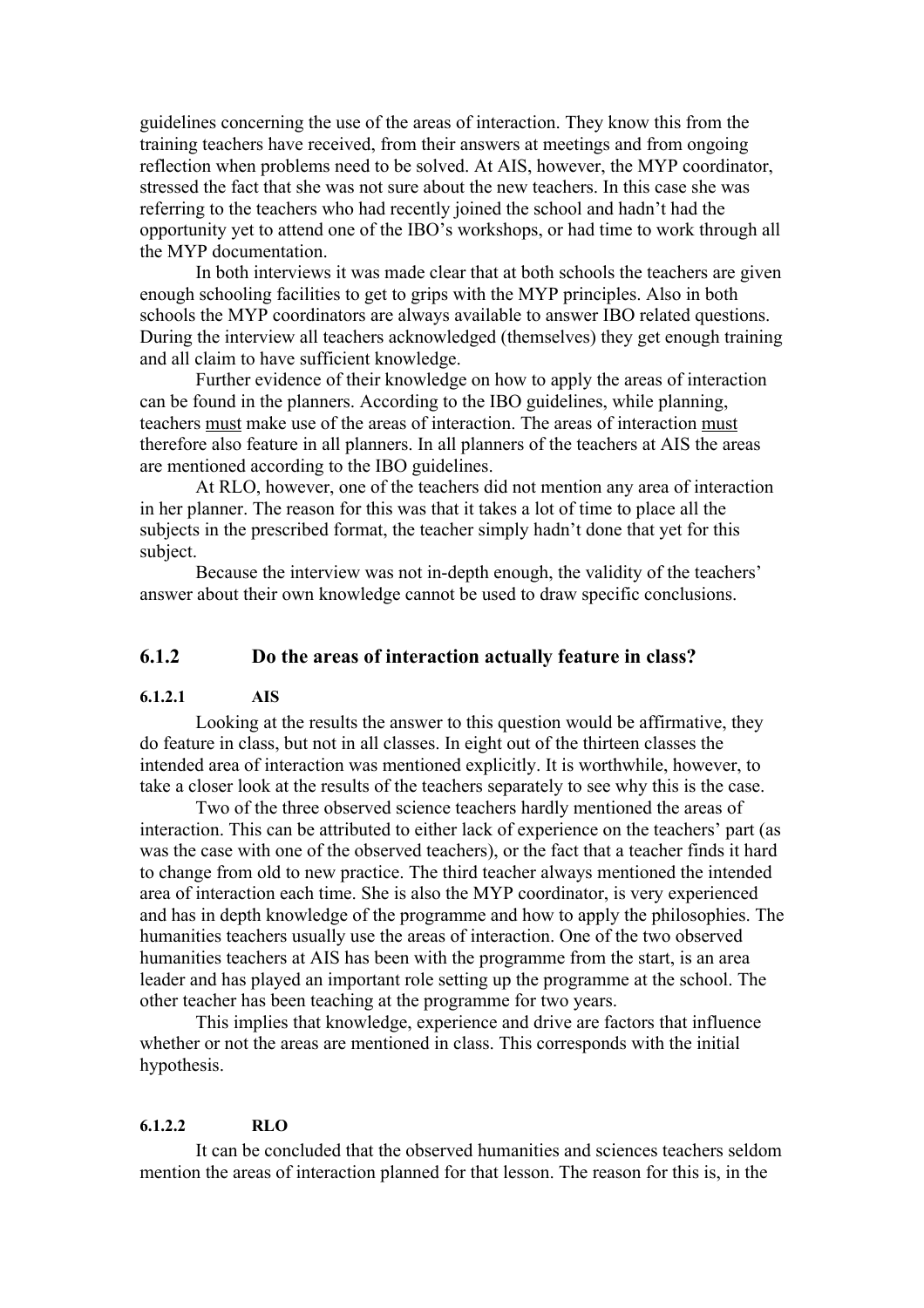guidelines concerning the use of the areas of interaction. They know this from the training teachers have received, from their answers at meetings and from ongoing reflection when problems need to be solved. At AIS, however, the MYP coordinator, stressed the fact that she was not sure about the new teachers. In this case she was referring to the teachers who had recently joined the school and hadn't had the opportunity yet to attend one of the IBO's workshops, or had time to work through all the MYP documentation.

In both interviews it was made clear that at both schools the teachers are given enough schooling facilities to get to grips with the MYP principles. Also in both schools the MYP coordinators are always available to answer IBO related questions. During the interview all teachers acknowledged (themselves) they get enough training and all claim to have sufficient knowledge.

Further evidence of their knowledge on how to apply the areas of interaction can be found in the planners. According to the IBO guidelines, while planning, teachers <u>must</u> make use of the areas of interaction. The areas of interaction <u>must</u> therefore also feature in all planners. In all planners of the teachers at AIS the areas are mentioned according to the IBO guidelines.

At RLO, however, one of the teachers did not mention any area of interaction in her planner. The reason for this was that it takes a lot of time to place all the subjects in the prescribed format, the teacher simply hadn't done that yet for this subject.

Because the interview was not in-depth enough, the validity of the teachers' answer about their own knowledge cannot be used to draw specific conclusions.

### 6.1.2 Do the areas of interaction actually feature in class?

#### 6.1.2.1 AIS

Looking at the results the answer to this question would be affirmative, they do feature in class, but not in all classes. In eight out of the thirteen classes the intended area of interaction was mentioned explicitly. It is worthwhile, however, to take a closer look at the results of the teachers separately to see why this is the case.

Two of the three observed science teachers hardly mentioned the areas of interaction. This can be attributed to either lack of experience on the teachers' part (as was the case with one of the observed teachers), or the fact that a teacher finds it hard to change from old to new practice. The third teacher always mentioned the intended area of interaction each time. She is also the MYP coordinator, is very experienced and has in depth knowledge of the programme and how to apply the philosophies. The humanities teachers usually use the areas of interaction. One of the two observed humanities teachers at AIS has been with the programme from the start, is an area leader and has played an important role setting up the programme at the school. The other teacher has been teaching at the programme for two years.

This implies that knowledge, experience and drive are factors that influence whether or not the areas are mentioned in class. This corresponds with the initial hypothesis.

#### 6.1.2.2 RLO

It can be concluded that the observed humanities and sciences teachers seldom mention the areas of interaction planned for that lesson. The reason for this is, in the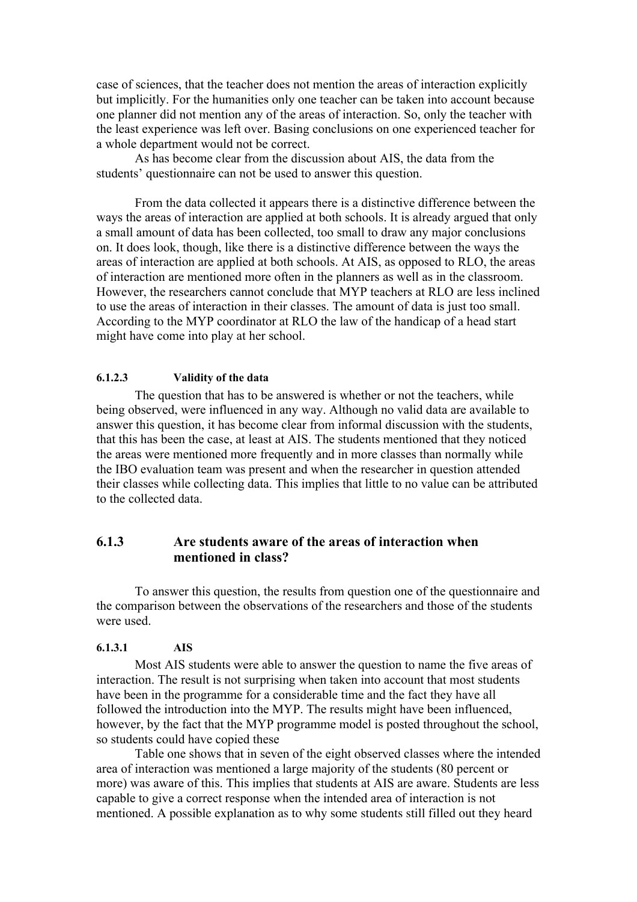case of sciences, that the teacher does not mention the areas of interaction explicitly but implicitly. For the humanities only one teacher can be taken into account because one planner did not mention any of the areas of interaction. So, only the teacher with the least experience was left over. Basing conclusions on one experienced teacher for a whole department would not be correct.

As has become clear from the discussion about AIS, the data from the students' questionnaire can not be used to answer this question.

From the data collected it appears there is a distinctive difference between the ways the areas of interaction are applied at both schools. It is already argued that only a small amount of data has been collected, too small to draw any major conclusions on. It does look, though, like there is a distinctive difference between the ways the areas of interaction are applied at both schools. At AIS, as opposed to RLO, the areas of interaction are mentioned more often in the planners as well as in the classroom. However, the researchers cannot conclude that MYP teachers at RLO are less inclined to use the areas of interaction in their classes. The amount of data is just too small. According to the MYP coordinator at RLO the law of the handicap of a head start might have come into play at her school.

#### 6.1.2.3 Validity of the data

The question that has to be answered is whether or not the teachers, while being observed, were influenced in any way. Although no valid data are available to answer this question, it has become clear from informal discussion with the students, that this has been the case, at least at AIS. The students mentioned that they noticed the areas were mentioned more frequently and in more classes than normally while the IBO evaluation team was present and when the researcher in question attended their classes while collecting data. This implies that little to no value can be attributed to the collected data.

### 6.1.3 Are students aware of the areas of interaction when mentioned in class?

To answer this question, the results from question one of the questionnaire and the comparison between the observations of the researchers and those of the students were used.

#### 6.1.3.1 AIS

Most AIS students were able to answer the question to name the five areas of interaction. The result is not surprising when taken into account that most students have been in the programme for a considerable time and the fact they have all followed the introduction into the MYP. The results might have been influenced, however, by the fact that the MYP programme model is posted throughout the school, so students could have copied these

Table one shows that in seven of the eight observed classes where the intended area of interaction was mentioned a large majority of the students (80 percent or more) was aware of this. This implies that students at AIS are aware. Students are less capable to give a correct response when the intended area of interaction is not mentioned. A possible explanation as to why some students still filled out they heard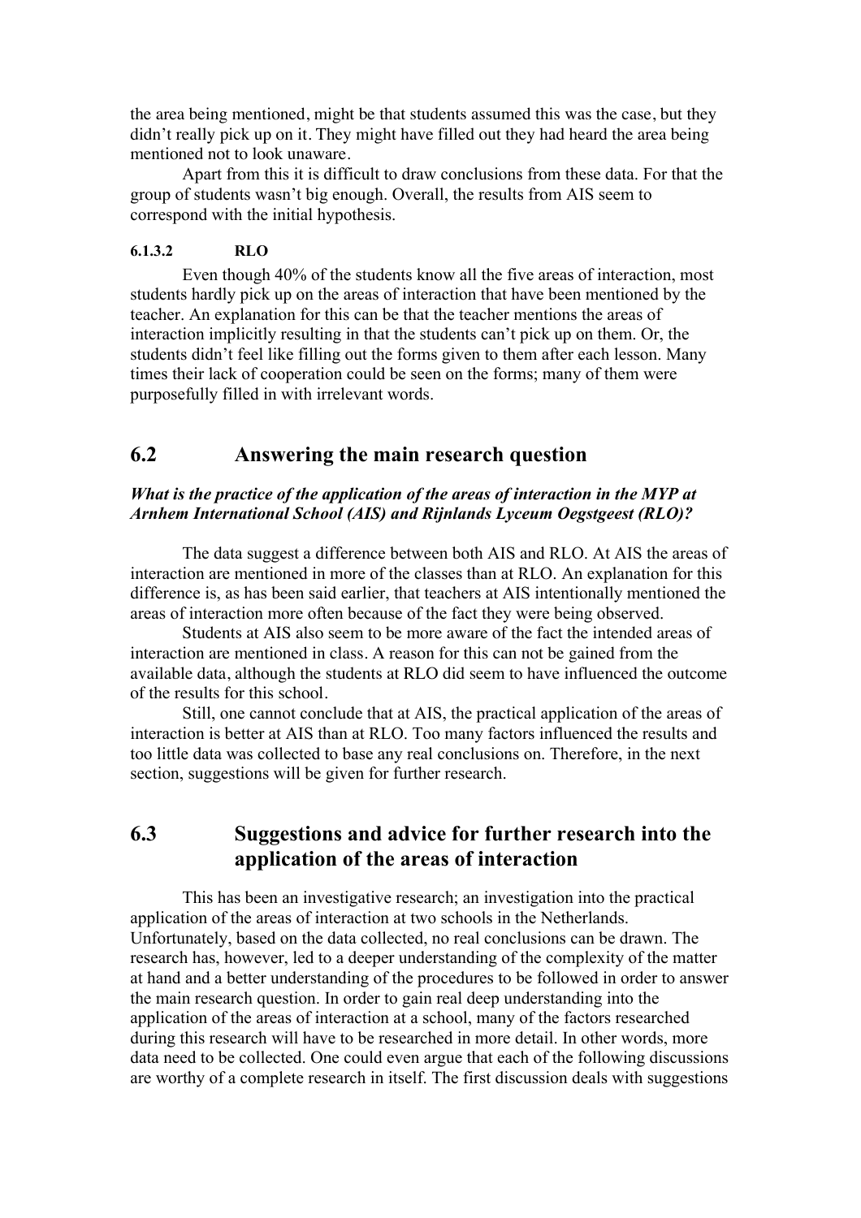the area being mentioned, might be that students assumed this was the case, but they didn't really pick up on it. They might have filled out they had heard the area being mentioned not to look unaware.

Apart from this it is difficult to draw conclusions from these data. For that the group of students wasn't big enough. Overall, the results from AIS seem to correspond with the initial hypothesis.

#### 6.1.3.2 RLO

Even though 40% of the students know all the five areas of interaction, most students hardly pick up on the areas of interaction that have been mentioned by the teacher. An explanation for this can be that the teacher mentions the areas of interaction implicitly resulting in that the students can't pick up on them. Or, the students didn't feel like filling out the forms given to them after each lesson. Many times their lack of cooperation could be seen on the forms; many of them were purposefully filled in with irrelevant words.

## 6.2 Answering the main research question

***What is the practice of the application of the areas of interaction in the MYP at Arnhem International School (AIS) and Rijnlands Lyceum Oegstgeest (RLO)?***

The data suggest a difference between both AIS and RLO. At AIS the areas of interaction are mentioned in more of the classes than at RLO. An explanation for this difference is, as has been said earlier, that teachers at AIS intentionally mentioned the areas of interaction more often because of the fact they were being observed.

Students at AIS also seem to be more aware of the fact the intended areas of interaction are mentioned in class. A reason for this can not be gained from the available data, although the students at RLO did seem to have influenced the outcome of the results for this school.

Still, one cannot conclude that at AIS, the practical application of the areas of interaction is better at AIS than at RLO. Too many factors influenced the results and too little data was collected to base any real conclusions on. Therefore, in the next section, suggestions will be given for further research.

## 6.3 Suggestions and advice for further research into the application of the areas of interaction

This has been an investigative research; an investigation into the practical application of the areas of interaction at two schools in the Netherlands. Unfortunately, based on the data collected, no real conclusions can be drawn. The research has, however, led to a deeper understanding of the complexity of the matter at hand and a better understanding of the procedures to be followed in order to answer the main research question. In order to gain real deep understanding into the application of the areas of interaction at a school, many of the factors researched during this research will have to be researched in more detail. In other words, more data need to be collected. One could even argue that each of the following discussions are worthy of a complete research in itself. The first discussion deals with suggestions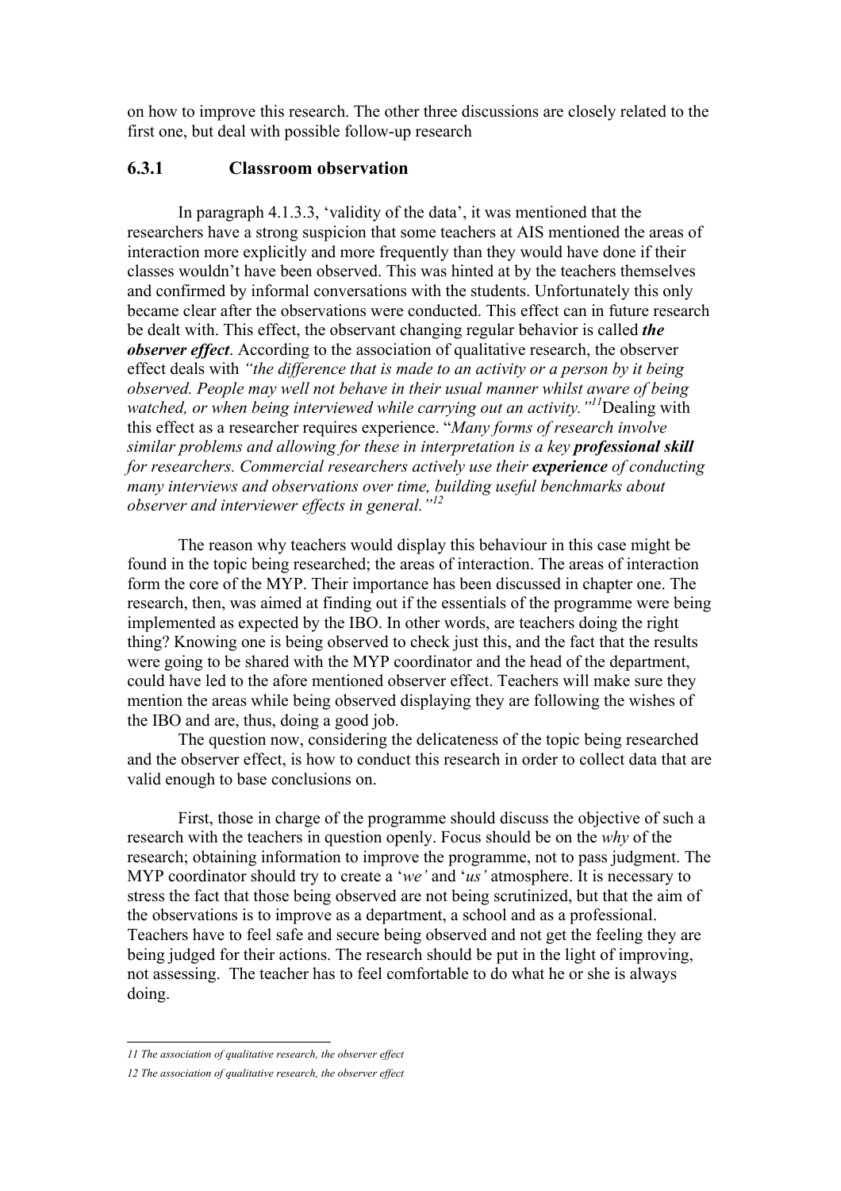on how to improve this research. The other three discussions are closely related to the first one, but deal with possible follow-up research

### 6.3.1 Classroom observation

In paragraph 4.1.3.3, 'validity of the data', it was mentioned that the researchers have a strong suspicion that some teachers at AIS mentioned the areas of interaction more explicitly and more frequently than they would have done if their classes wouldn't have been observed. This was hinted at by the teachers themselves and confirmed by informal conversations with the students. Unfortunately this only became clear after the observations were conducted. This effect can in future research be dealt with. This effect, the observant changing regular behavior is called ***the observer effect***. According to the association of qualitative research, the observer effect deals with *"the difference that is made to an activity or a person by it being observed. People may well not behave in their usual manner whilst aware of being watched, or when being interviewed while carrying out an activity."*[11] Dealing with this effect as a researcher requires experience. "*Many forms of research involve similar problems and allowing for these in interpretation is a key **professional skill** for researchers. Commercial researchers actively use their **experience** of conducting many interviews and observations over time, building useful benchmarks about observer and interviewer effects in general."*[12]

The reason why teachers would display this behaviour in this case might be found in the topic being researched; the areas of interaction. The areas of interaction form the core of the MYP. Their importance has been discussed in chapter one. The research, then, was aimed at finding out if the essentials of the programme were being implemented as expected by the IBO. In other words, are teachers doing the right thing? Knowing one is being observed to check just this, and the fact that the results were going to be shared with the MYP coordinator and the head of the department, could have led to the afore mentioned observer effect. Teachers will make sure they mention the areas while being observed displaying they are following the wishes of the IBO and are, thus, doing a good job.

The question now, considering the delicateness of the topic being researched and the observer effect, is how to conduct this research in order to collect data that are valid enough to base conclusions on.

First, those in charge of the programme should discuss the objective of such a research with the teachers in question openly. Focus should be on the *why* of the research; obtaining information to improve the programme, not to pass judgment. The MYP coordinator should try to create a '*we'* and '*us'* atmosphere. It is necessary to stress the fact that those being observed are not being scrutinized, but that the aim of the observations is to improve as a department, a school and as a professional. Teachers have to feel safe and secure being observed and not get the feeling they are being judged for their actions. The research should be put in the light of improving, not assessing. The teacher has to feel comfortable to do what he or she is always doing.

---

*11 The association of qualitative research, the observer effect*

*12 The association of qualitative research, the observer effect*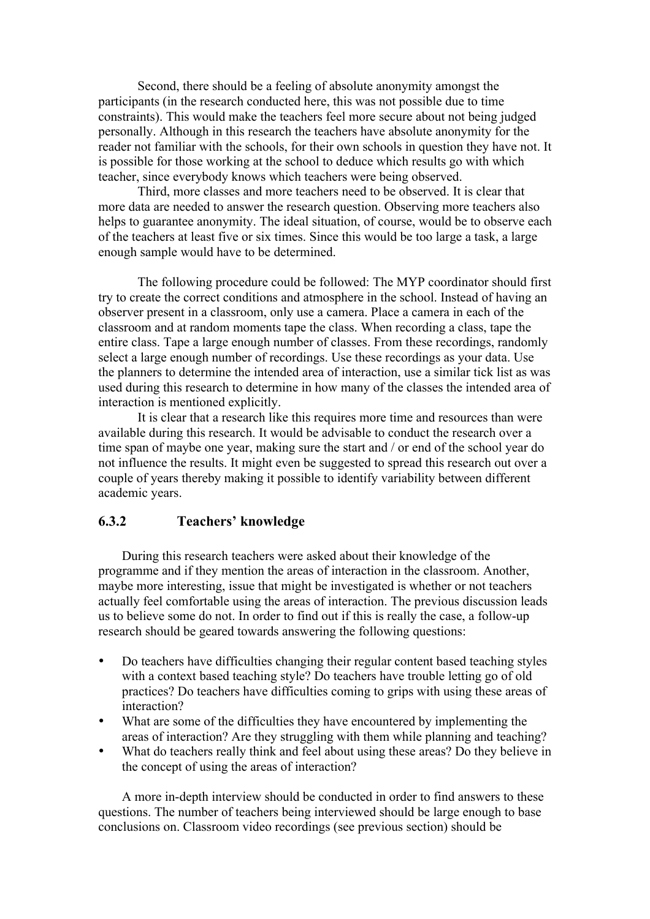Second, there should be a feeling of absolute anonymity amongst the participants (in the research conducted here, this was not possible due to time constraints). This would make the teachers feel more secure about not being judged personally. Although in this research the teachers have absolute anonymity for the reader not familiar with the schools, for their own schools in question they have not. It is possible for those working at the school to deduce which results go with which teacher, since everybody knows which teachers were being observed.

Third, more classes and more teachers need to be observed. It is clear that more data are needed to answer the research question. Observing more teachers also helps to guarantee anonymity. The ideal situation, of course, would be to observe each of the teachers at least five or six times. Since this would be too large a task, a large enough sample would have to be determined.

The following procedure could be followed: The MYP coordinator should first try to create the correct conditions and atmosphere in the school. Instead of having an observer present in a classroom, only use a camera. Place a camera in each of the classroom and at random moments tape the class. When recording a class, tape the entire class. Tape a large enough number of classes. From these recordings, randomly select a large enough number of recordings. Use these recordings as your data. Use the planners to determine the intended area of interaction, use a similar tick list as was used during this research to determine in how many of the classes the intended area of interaction is mentioned explicitly.

It is clear that a research like this requires more time and resources than were available during this research. It would be advisable to conduct the research over a time span of maybe one year, making sure the start and / or end of the school year do not influence the results. It might even be suggested to spread this research out over a couple of years thereby making it possible to identify variability between different academic years.

### 6.3.2 Teachers' knowledge

During this research teachers were asked about their knowledge of the programme and if they mention the areas of interaction in the classroom. Another, maybe more interesting, issue that might be investigated is whether or not teachers actually feel comfortable using the areas of interaction. The previous discussion leads us to believe some do not. In order to find out if this is really the case, a follow-up research should be geared towards answering the following questions:

- Do teachers have difficulties changing their regular content based teaching styles with a context based teaching style? Do teachers have trouble letting go of old practices? Do teachers have difficulties coming to grips with using these areas of interaction?
- What are some of the difficulties they have encountered by implementing the areas of interaction? Are they struggling with them while planning and teaching?
- What do teachers really think and feel about using these areas? Do they believe in the concept of using the areas of interaction?

A more in-depth interview should be conducted in order to find answers to these questions. The number of teachers being interviewed should be large enough to base conclusions on. Classroom video recordings (see previous section) should be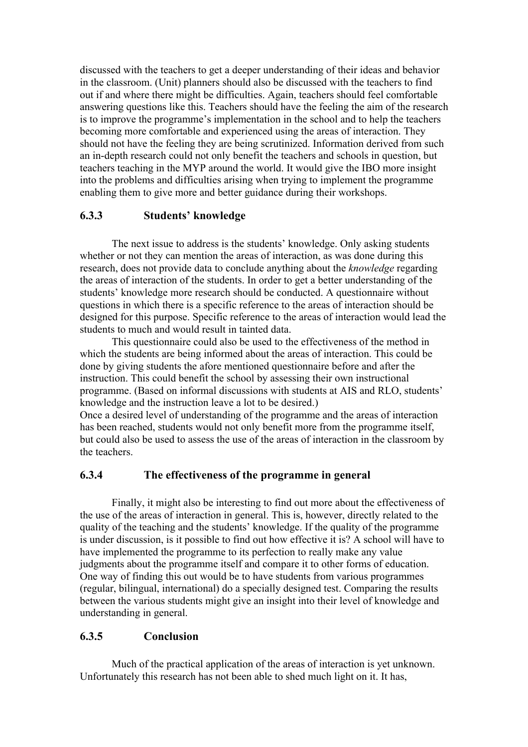discussed with the teachers to get a deeper understanding of their ideas and behavior in the classroom. (Unit) planners should also be discussed with the teachers to find out if and where there might be difficulties. Again, teachers should feel comfortable answering questions like this. Teachers should have the feeling the aim of the research is to improve the programme's implementation in the school and to help the teachers becoming more comfortable and experienced using the areas of interaction. They should not have the feeling they are being scrutinized. Information derived from such an in-depth research could not only benefit the teachers and schools in question, but teachers teaching in the MYP around the world. It would give the IBO more insight into the problems and difficulties arising when trying to implement the programme enabling them to give more and better guidance during their workshops.

### 6.3.3 Students' knowledge

The next issue to address is the students' knowledge. Only asking students whether or not they can mention the areas of interaction, as was done during this research, does not provide data to conclude anything about the *knowledge* regarding the areas of interaction of the students. In order to get a better understanding of the students' knowledge more research should be conducted. A questionnaire without questions in which there is a specific reference to the areas of interaction should be designed for this purpose. Specific reference to the areas of interaction would lead the students to much and would result in tainted data.

This questionnaire could also be used to the effectiveness of the method in which the students are being informed about the areas of interaction. This could be done by giving students the afore mentioned questionnaire before and after the instruction. This could benefit the school by assessing their own instructional programme. (Based on informal discussions with students at AIS and RLO, students' knowledge and the instruction leave a lot to be desired.)
Once a desired level of understanding of the programme and the areas of interaction has been reached, students would not only benefit more from the programme itself, but could also be used to assess the use of the areas of interaction in the classroom by the teachers.

### 6.3.4 The effectiveness of the programme in general

Finally, it might also be interesting to find out more about the effectiveness of the use of the areas of interaction in general. This is, however, directly related to the quality of the teaching and the students' knowledge. If the quality of the programme is under discussion, is it possible to find out how effective it is? A school will have to have implemented the programme to its perfection to really make any value judgments about the programme itself and compare it to other forms of education. One way of finding this out would be to have students from various programmes (regular, bilingual, international) do a specially designed test. Comparing the results between the various students might give an insight into their level of knowledge and understanding in general.

### 6.3.5 Conclusion

Much of the practical application of the areas of interaction is yet unknown. Unfortunately this research has not been able to shed much light on it. It has,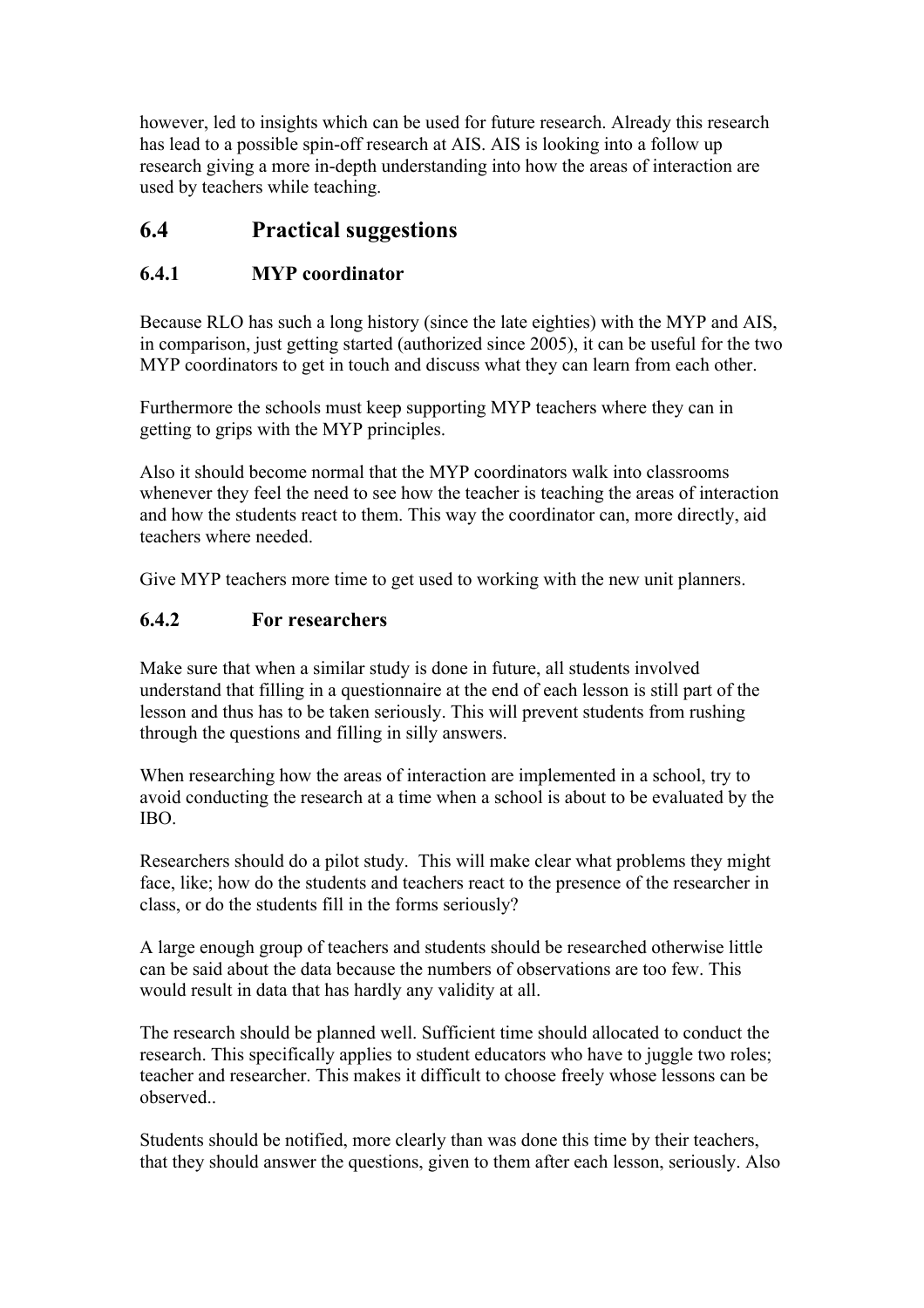however, led to insights which can be used for future research. Already this research has lead to a possible spin-off research at AIS. AIS is looking into a follow up research giving a more in-depth understanding into how the areas of interaction are used by teachers while teaching.

## 6.4 Practical suggestions

### 6.4.1 MYP coordinator

Because RLO has such a long history (since the late eighties) with the MYP and AIS, in comparison, just getting started (authorized since 2005), it can be useful for the two MYP coordinators to get in touch and discuss what they can learn from each other.

Furthermore the schools must keep supporting MYP teachers where they can in getting to grips with the MYP principles.

Also it should become normal that the MYP coordinators walk into classrooms whenever they feel the need to see how the teacher is teaching the areas of interaction and how the students react to them. This way the coordinator can, more directly, aid teachers where needed.

Give MYP teachers more time to get used to working with the new unit planners.

### 6.4.2 For researchers

Make sure that when a similar study is done in future, all students involved understand that filling in a questionnaire at the end of each lesson is still part of the lesson and thus has to be taken seriously. This will prevent students from rushing through the questions and filling in silly answers.

When researching how the areas of interaction are implemented in a school, try to avoid conducting the research at a time when a school is about to be evaluated by the IBO.

Researchers should do a pilot study. This will make clear what problems they might face, like; how do the students and teachers react to the presence of the researcher in class, or do the students fill in the forms seriously?

A large enough group of teachers and students should be researched otherwise little can be said about the data because the numbers of observations are too few. This would result in data that has hardly any validity at all.

The research should be planned well. Sufficient time should allocated to conduct the research. This specifically applies to student educators who have to juggle two roles; teacher and researcher. This makes it difficult to choose freely whose lessons can be observed..

Students should be notified, more clearly than was done this time by their teachers, that they should answer the questions, given to them after each lesson, seriously. Also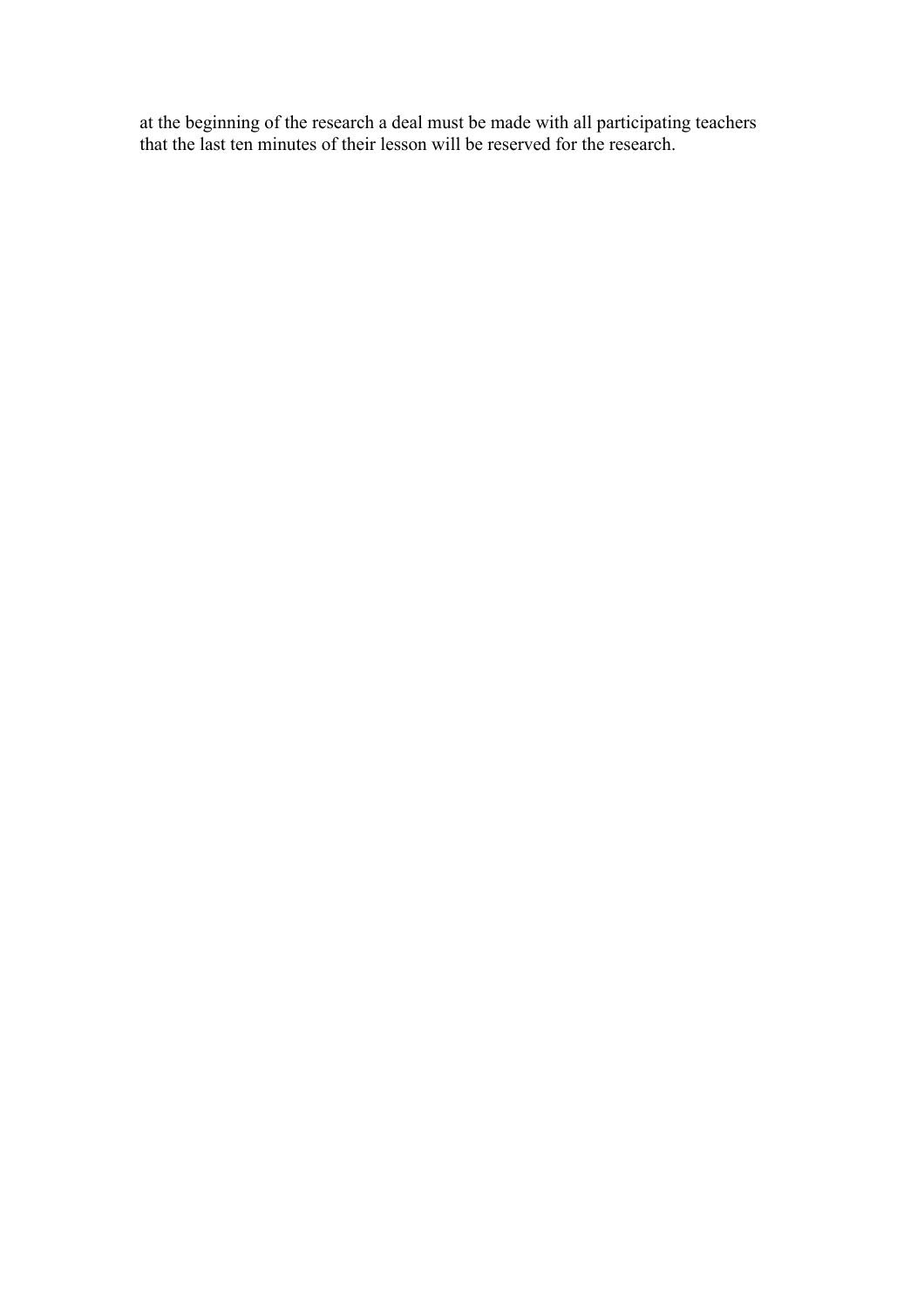at the beginning of the research a deal must be made with all participating teachers that the last ten minutes of their lesson will be reserved for the research.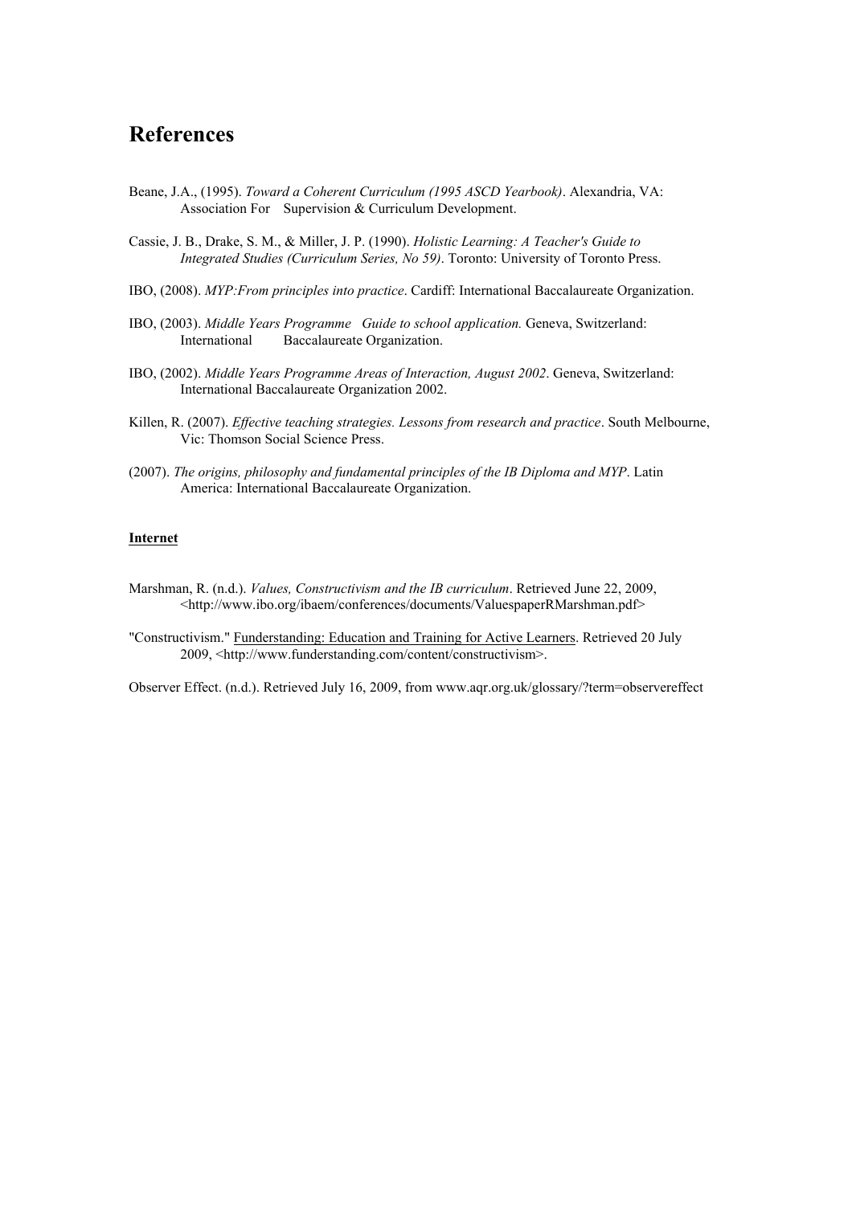# References

Beane, J.A., (1995). *Toward a Coherent Curriculum (1995 ASCD Yearbook)*. Alexandria, VA: Association For Supervision & Curriculum Development.

Cassie, J. B., Drake, S. M., & Miller, J. P. (1990). *Holistic Learning: A Teacher's Guide to Integrated Studies (Curriculum Series, No 59)*. Toronto: University of Toronto Press.

IBO, (2008). *MYP:From principles into practice*. Cardiff: International Baccalaureate Organization.

IBO, (2003). *Middle Years Programme Guide to school application.* Geneva, Switzerland: International Baccalaureate Organization.

IBO, (2002). *Middle Years Programme Areas of Interaction, August 2002*. Geneva, Switzerland: International Baccalaureate Organization 2002.

Killen, R. (2007). *Effective teaching strategies. Lessons from research and practice*. South Melbourne, Vic: Thomson Social Science Press.

(2007). *The origins, philosophy and fundamental principles of the IB Diploma and MYP*. Latin America: International Baccalaureate Organization.

**Internet**

Marshman, R. (n.d.). *Values, Constructivism and the IB curriculum*. Retrieved June 22, 2009, <http://www.ibo.org/ibaem/conferences/documents/ValuespaperRMarshman.pdf>

"Constructivism." Funderstanding: Education and Training for Active Learners. Retrieved 20 July 2009, <http://www.funderstanding.com/content/constructivism>.

Observer Effect. (n.d.). Retrieved July 16, 2009, from www.aqr.org.uk/glossary/?term=observereffect